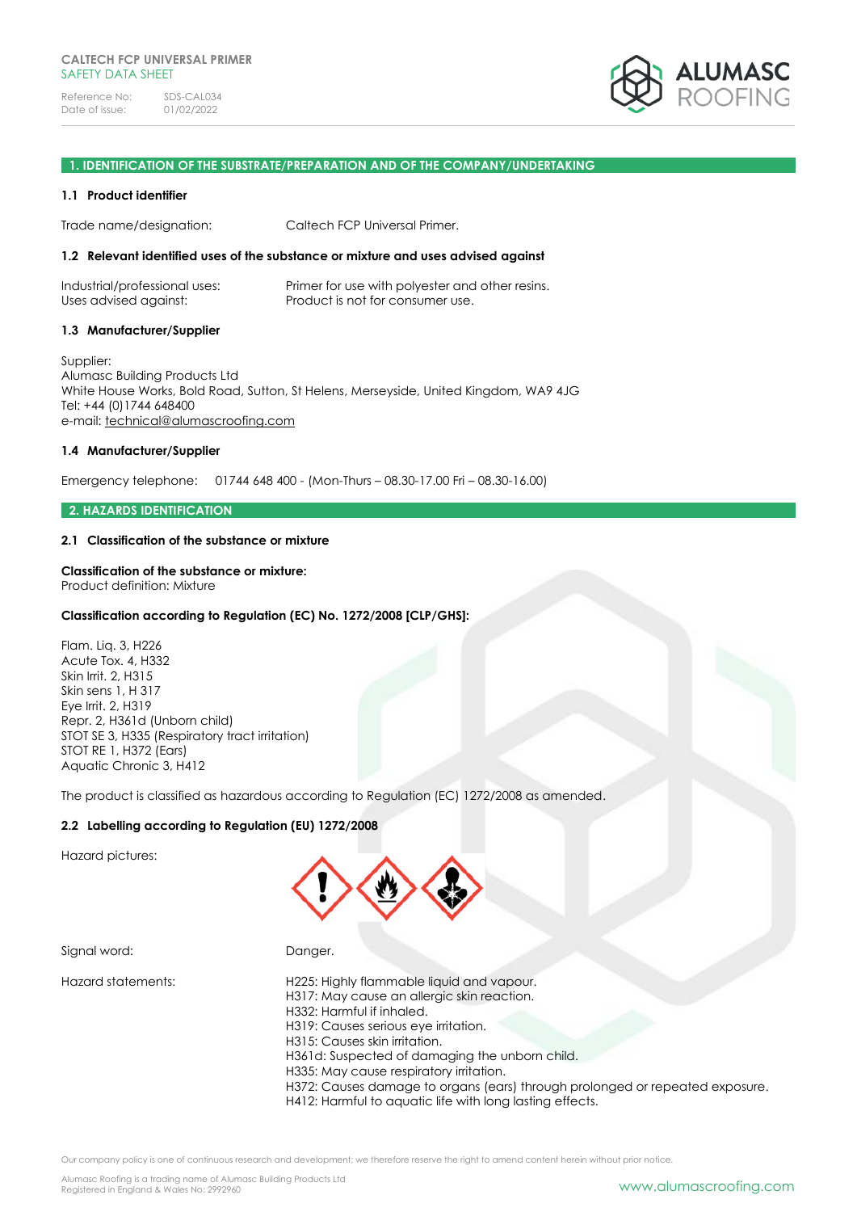**CALTECH FCP UNIVERSAL PRIMER**
SAFETY DATA SHEET

Reference No: SDS-CAL034
Date of issue: 01/02/2022

## 1. IDENTIFICATION OF THE SUBSTRATE/PREPARATION AND OF THE COMPANY/UNDERTAKING

### 1.1 Product identifier

Trade name/designation: Caltech FCP Universal Primer.

### 1.2 Relevant identified uses of the substance or mixture and uses advised against

Industrial/professional uses: Primer for use with polyester and other resins.
Uses advised against: Product is not for consumer use.

### 1.3 Manufacturer/Supplier

Supplier:
Alumasc Building Products Ltd
White House Works, Bold Road, Sutton, St Helens, Merseyside, United Kingdom, WA9 4JG
Tel: +44 (0)1744 648400
e-mail: technical@alumascroofing.com

### 1.4 Manufacturer/Supplier

Emergency telephone: 01744 648 400 - (Mon-Thurs – 08.30-17.00 Fri – 08.30-16.00)

## 2. HAZARDS IDENTIFICATION

### 2.1 Classification of the substance or mixture

**Classification of the substance or mixture:**
Product definition: Mixture

**Classification according to Regulation (EC) No. 1272/2008 [CLP/GHS]:**

Flam. Liq. 3, H226
Acute Tox. 4, H332
Skin Irrit. 2, H315
Skin sens 1, H 317
Eye Irrit. 2, H319
Repr. 2, H361d (Unborn child)
STOT SE 3, H335 (Respiratory tract irritation)
STOT RE 1, H372 (Ears)
Aquatic Chronic 3, H412

The product is classified as hazardous according to Regulation (EC) 1272/2008 as amended.

### 2.2 Labelling according to Regulation (EU) 1272/2008

Hazard pictures:

Signal word: Danger.

Hazard statements:
H225: Highly flammable liquid and vapour.
H317: May cause an allergic skin reaction.
H332: Harmful if inhaled.
H319: Causes serious eye irritation.
H315: Causes skin irritation.
H361d: Suspected of damaging the unborn child.
H335: May cause respiratory irritation.
H372: Causes damage to organs (ears) through prolonged or repeated exposure.
H412: Harmful to aquatic life with long lasting effects.

Our company policy is one of continuous research and development; we therefore reserve the right to amend content herein without prior notice.

Alumasc Roofing is a trading name of Alumasc Building Products Ltd
Registered in England & Wales No: 2992960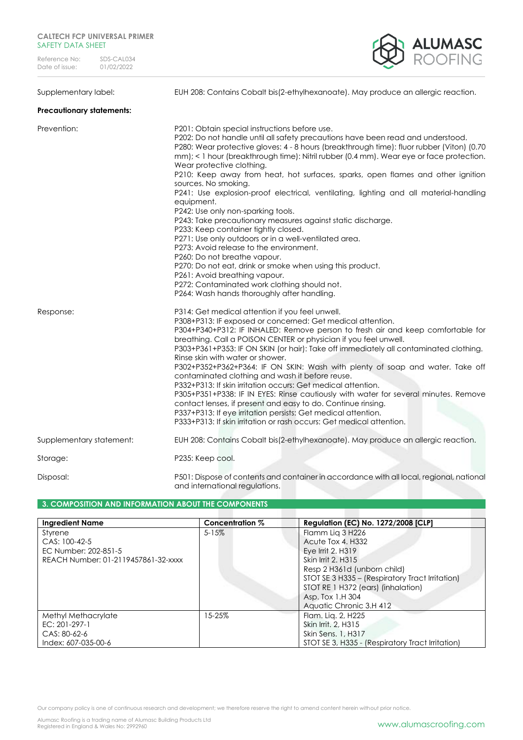Supplementary label: EUH 208: Contains Cobalt bis(2-ethylhexanoate). May produce an allergic reaction.

**Precautionary statements:**

Prevention:

P201: Obtain special instructions before use.
P202: Do not handle until all safety precautions have been read and understood.
P280: Wear protective gloves: 4 - 8 hours (breakthrough time): fluor rubber (Viton) (0.70 mm); < 1 hour (breakthrough time): Nitril rubber (0.4 mm). Wear eye or face protection. Wear protective clothing.
P210: Keep away from heat, hot surfaces, sparks, open flames and other ignition sources. No smoking.
P241: Use explosion-proof electrical, ventilating, lighting and all material-handling equipment.
P242: Use only non-sparking tools.
P243: Take precautionary measures against static discharge.
P233: Keep container tightly closed.
P271: Use only outdoors or in a well-ventilated area.
P273: Avoid release to the environment.
P260: Do not breathe vapour.
P270: Do not eat, drink or smoke when using this product.
P261: Avoid breathing vapour.
P272: Contaminated work clothing should not.
P264: Wash hands thoroughly after handling.

Response:

P314: Get medical attention if you feel unwell.
P308+P313: IF exposed or concerned: Get medical attention.
P304+P340+P312: IF INHALED: Remove person to fresh air and keep comfortable for breathing. Call a POISON CENTER or physician if you feel unwell.
P303+P361+P353: IF ON SKIN (or hair): Take off immediately all contaminated clothing. Rinse skin with water or shower.
P302+P352+P362+P364: IF ON SKIN: Wash with plenty of soap and water. Take off contaminated clothing and wash it before reuse.
P332+P313: If skin irritation occurs: Get medical attention.
P305+P351+P338: IF IN EYES: Rinse cautiously with water for several minutes. Remove contact lenses, if present and easy to do. Continue rinsing.
P337+P313: If eye irritation persists: Get medical attention.
P333+P313: If skin irritation or rash occurs: Get medical attention.

Supplementary statement: EUH 208: Contains Cobalt bis(2-ethylhexanoate). May produce an allergic reaction.

Storage: P235: Keep cool.

Disposal: P501: Dispose of contents and container in accordance with all local, regional, national and international regulations.

## 3. COMPOSITION AND INFORMATION ABOUT THE COMPONENTS

| Ingredient Name | Concentration % | Regulation (EC) No. 1272/2008 [CLP] |
|---|---|---|
| Styrene<br>CAS: 100-42-5<br>EC Number: 202-851-5<br>REACH Number: 01-2119457861-32-xxxx | 5-15% | Flamm Liq 3 H226<br>Acute Tox 4. H332<br>Eye Irrit 2. H319<br>Skin Irrit 2. H315<br>Resp 2 H361d (unborn child)<br>STOT SE 3 H335 – (Respiratory Tract Irritation)<br>STOT RE 1 H372 (ears) (inhalation)<br>Asp. Tox 1.H 304<br>Aquatic Chronic 3.H 412 |
| Methyl Methacrylate<br>EC: 201-297-1<br>CAS: 80-62-6<br>Index: 607-035-00-6 | 15-25% | Flam. Liq. 2, H225<br>Skin Irrit. 2, H315<br>Skin Sens. 1, H317<br>STOT SE 3, H335 - (Respiratory Tract Irritation) |

Our company policy is one of continuous research and development; we therefore reserve the right to amend content herein without prior notice.

Alumasc Roofing is a trading name of Alumasc Building Products Ltd
Registered in England & Wales No: 2992960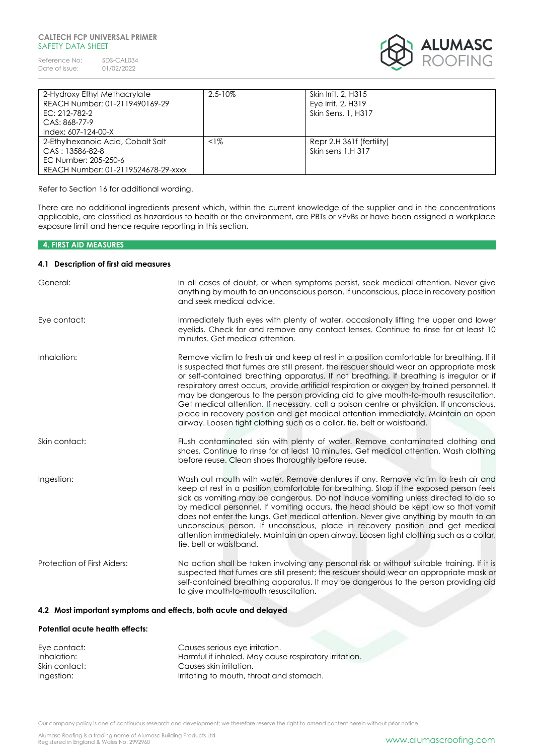| 2-Hydroxy Ethyl Methacrylate<br>REACH Number: 01-2119490169-29<br>EC: 212-782-2<br>CAS: 868-77-9<br>Index: 607-124-00-X | 2.5-10% | Skin Irrit. 2, H315<br>Eye Irrit. 2, H319<br>Skin Sens. 1, H317 |
|---|---|---|
| 2-Ethylhexanoic Acid, Cobalt Salt<br>CAS : 13586-82-8<br>EC Number: 205-250-6<br>REACH Number: 01-2119524678-29-xxxx | <1% | Repr 2.H 361f (fertility)<br>Skin sens 1.H 317 |

Refer to Section 16 for additional wording.

There are no additional ingredients present which, within the current knowledge of the supplier and in the concentrations applicable, are classified as hazardous to health or the environment, are PBTs or vPvBs or have been assigned a workplace exposure limit and hence require reporting in this section.

## 4. FIRST AID MEASURES

### 4.1 Description of first aid measures

**General:** In all cases of doubt, or when symptoms persist, seek medical attention. Never give anything by mouth to an unconscious person. If unconscious, place in recovery position and seek medical advice.

**Eye contact:** Immediately flush eyes with plenty of water, occasionally lifting the upper and lower eyelids. Check for and remove any contact lenses. Continue to rinse for at least 10 minutes. Get medical attention.

**Inhalation:** Remove victim to fresh air and keep at rest in a position comfortable for breathing. If it is suspected that fumes are still present, the rescuer should wear an appropriate mask or self-contained breathing apparatus. If not breathing, if breathing is irregular or if respiratory arrest occurs, provide artificial respiration or oxygen by trained personnel. It may be dangerous to the person providing aid to give mouth-to-mouth resuscitation. Get medical attention. If necessary, call a poison centre or physician. If unconscious, place in recovery position and get medical attention immediately. Maintain an open airway. Loosen tight clothing such as a collar, tie, belt or waistband.

**Skin contact:** Flush contaminated skin with plenty of water. Remove contaminated clothing and shoes. Continue to rinse for at least 10 minutes. Get medical attention. Wash clothing before reuse. Clean shoes thoroughly before reuse.

**Ingestion:** Wash out mouth with water. Remove dentures if any. Remove victim to fresh air and keep at rest in a position comfortable for breathing. Stop if the exposed person feels sick as vomiting may be dangerous. Do not induce vomiting unless directed to do so by medical personnel. If vomiting occurs, the head should be kept low so that vomit does not enter the lungs. Get medical attention. Never give anything by mouth to an unconscious person. If unconscious, place in recovery position and get medical attention immediately. Maintain an open airway. Loosen tight clothing such as a collar, tie, belt or waistband.

**Protection of First Aiders:** No action shall be taken involving any personal risk or without suitable training. If it is suspected that fumes are still present; the rescuer should wear an appropriate mask or self-contained breathing apparatus. It may be dangerous to the person providing aid to give mouth-to-mouth resuscitation.

### 4.2 Most important symptoms and effects, both acute and delayed

**Potential acute health effects:**

Eye contact: Causes serious eye irritation.
Inhalation: Harmful if inhaled. May cause respiratory irritation.
Skin contact: Causes skin irritation.
Ingestion: Irritating to mouth, throat and stomach.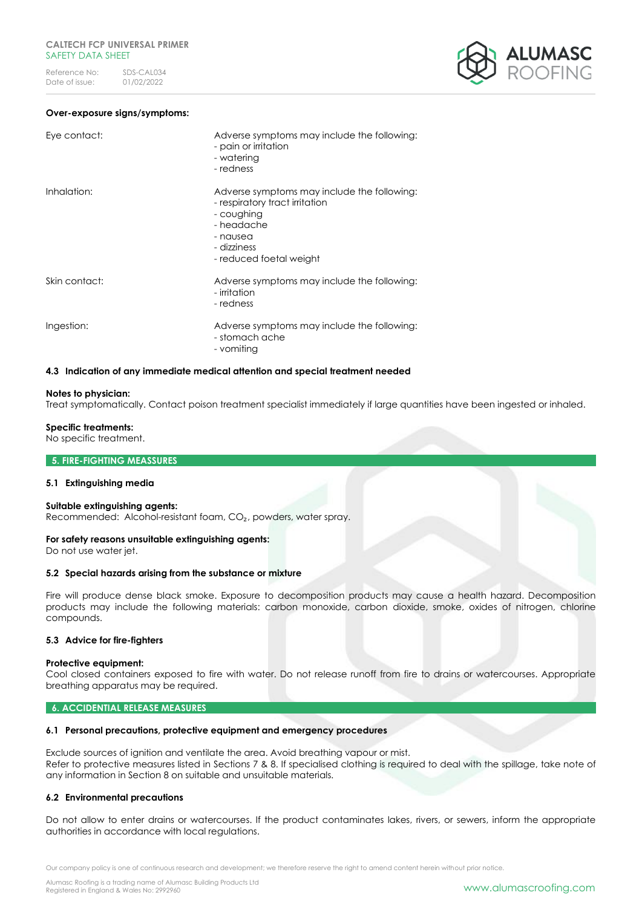**Over-exposure signs/symptoms:**

| | |
|---|---|
| Eye contact: | Adverse symptoms may include the following:<br>- pain or irritation<br>- watering<br>- redness |
| Inhalation: | Adverse symptoms may include the following:<br>- respiratory tract irritation<br>- coughing<br>- headache<br>- nausea<br>- dizziness<br>- reduced foetal weight |
| Skin contact: | Adverse symptoms may include the following:<br>- irritation<br>- redness |
| Ingestion: | Adverse symptoms may include the following:<br>- stomach ache<br>- vomiting |

### 4.3 Indication of any immediate medical attention and special treatment needed

**Notes to physician:**
Treat symptomatically. Contact poison treatment specialist immediately if large quantities have been ingested or inhaled.

**Specific treatments:**
No specific treatment.

## 5. FIRE-FIGHTING MEASSURES

### 5.1 Extinguishing media

**Suitable extinguishing agents:**
Recommended: Alcohol-resistant foam, $CO_2$, powders, water spray.

**For safety reasons unsuitable extinguishing agents:**
Do not use water jet.

### 5.2 Special hazards arising from the substance or mixture

Fire will produce dense black smoke. Exposure to decomposition products may cause a health hazard. Decomposition products may include the following materials: carbon monoxide, carbon dioxide, smoke, oxides of nitrogen, chlorine compounds.

### 5.3 Advice for fire-fighters

**Protective equipment:**
Cool closed containers exposed to fire with water. Do not release runoff from fire to drains or watercourses. Appropriate breathing apparatus may be required.

## 6. ACCIDENTIAL RELEASE MEASURES

### 6.1 Personal precautions, protective equipment and emergency procedures

Exclude sources of ignition and ventilate the area. Avoid breathing vapour or mist.
Refer to protective measures listed in Sections 7 & 8. If specialised clothing is required to deal with the spillage, take note of any information in Section 8 on suitable and unsuitable materials.

### 6.2 Environmental precautions

Do not allow to enter drains or watercourses. If the product contaminates lakes, rivers, or sewers, inform the appropriate authorities in accordance with local regulations.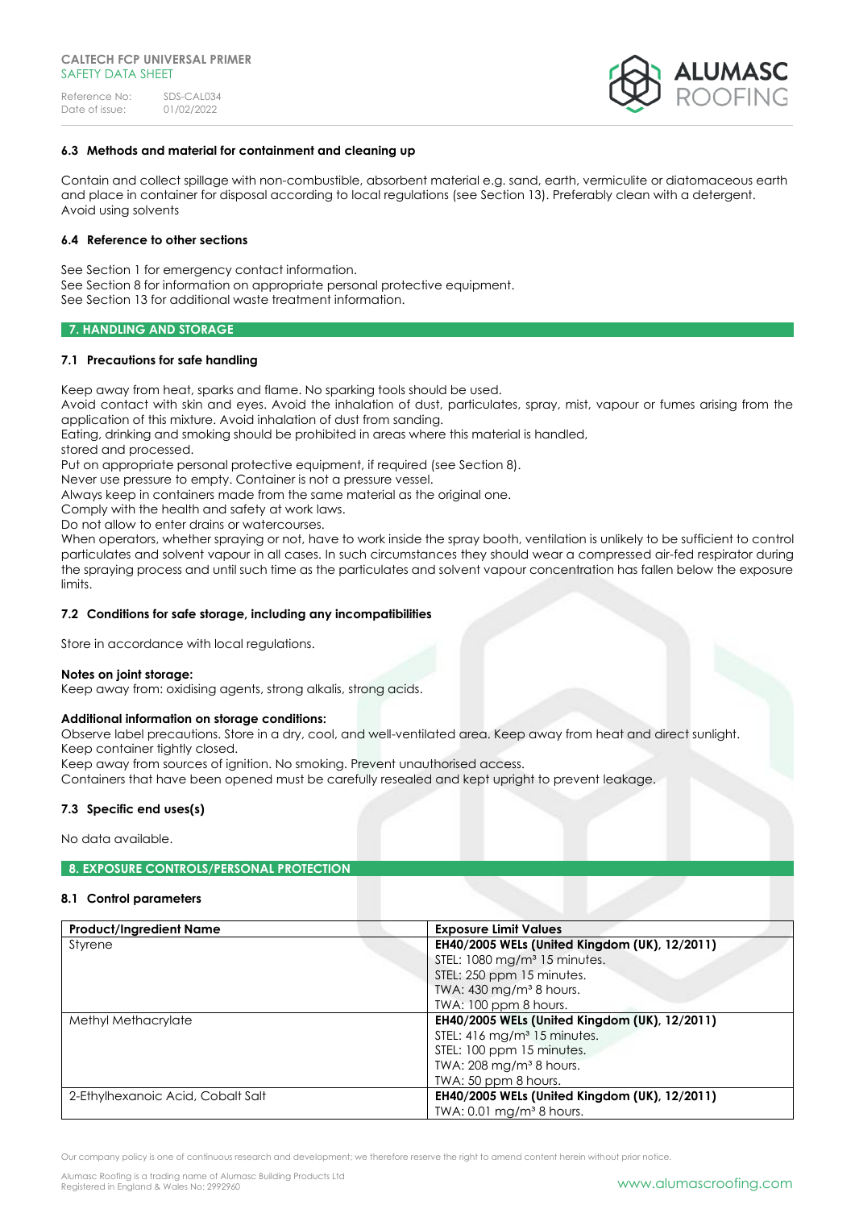### 6.3 Methods and material for containment and cleaning up

Contain and collect spillage with non-combustible, absorbent material e.g. sand, earth, vermiculite or diatomaceous earth and place in container for disposal according to local regulations (see Section 13). Preferably clean with a detergent. Avoid using solvents

### 6.4 Reference to other sections

See Section 1 for emergency contact information.
See Section 8 for information on appropriate personal protective equipment.
See Section 13 for additional waste treatment information.

## 7. HANDLING AND STORAGE

### 7.1 Precautions for safe handling

Keep away from heat, sparks and flame. No sparking tools should be used.
Avoid contact with skin and eyes. Avoid the inhalation of dust, particulates, spray, mist, vapour or fumes arising from the application of this mixture. Avoid inhalation of dust from sanding.
Eating, drinking and smoking should be prohibited in areas where this material is handled,
stored and processed.
Put on appropriate personal protective equipment, if required (see Section 8).
Never use pressure to empty. Container is not a pressure vessel.
Always keep in containers made from the same material as the original one.
Comply with the health and safety at work laws.
Do not allow to enter drains or watercourses.
When operators, whether spraying or not, have to work inside the spray booth, ventilation is unlikely to be sufficient to control particulates and solvent vapour in all cases. In such circumstances they should wear a compressed air-fed respirator during the spraying process and until such time as the particulates and solvent vapour concentration has fallen below the exposure limits.

### 7.2 Conditions for safe storage, including any incompatibilities

Store in accordance with local regulations.

**Notes on joint storage:**
Keep away from: oxidising agents, strong alkalis, strong acids.

**Additional information on storage conditions:**
Observe label precautions. Store in a dry, cool, and well-ventilated area. Keep away from heat and direct sunlight.
Keep container tightly closed.
Keep away from sources of ignition. No smoking. Prevent unauthorised access.
Containers that have been opened must be carefully resealed and kept upright to prevent leakage.

### 7.3 Specific end uses(s)

No data available.

## 8. EXPOSURE CONTROLS/PERSONAL PROTECTION

### 8.1 Control parameters

| Product/Ingredient Name | Exposure Limit Values |
|---|---|
| Styrene | **EH40/2005 WELs (United Kingdom (UK), 12/2011)**<br>STEL: 1080 mg/m³ 15 minutes.<br>STEL: 250 ppm 15 minutes.<br>TWA: 430 mg/m³ 8 hours.<br>TWA: 100 ppm 8 hours. |
| Methyl Methacrylate | **EH40/2005 WELs (United Kingdom (UK), 12/2011)**<br>STEL: 416 mg/m³ 15 minutes.<br>STEL: 100 ppm 15 minutes.<br>TWA: 208 mg/m³ 8 hours.<br>TWA: 50 ppm 8 hours. |
| 2-Ethylhexanoic Acid, Cobalt Salt | **EH40/2005 WELs (United Kingdom (UK), 12/2011)**<br>TWA: 0.01 mg/m³ 8 hours. |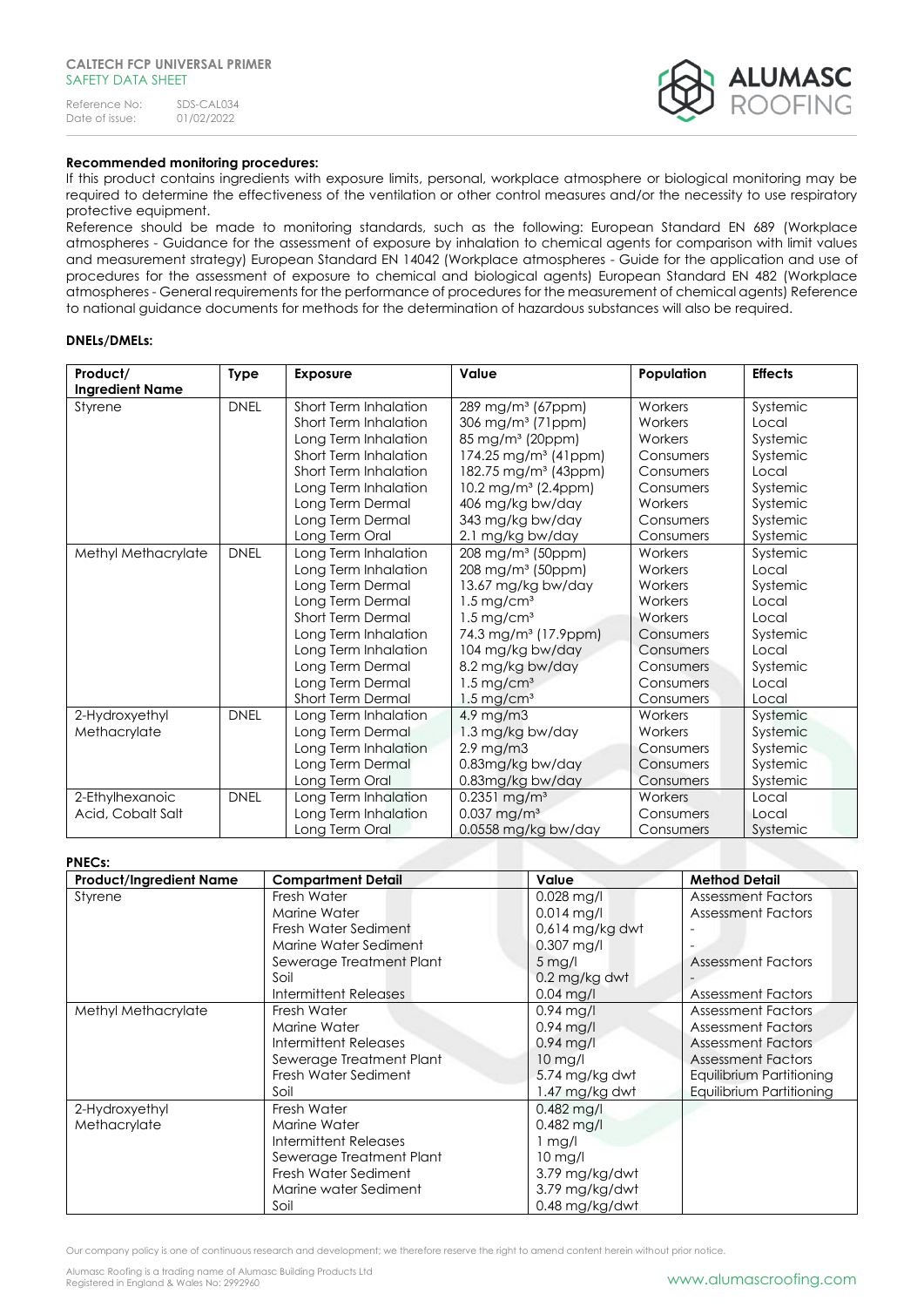**Recommended monitoring procedures:**

If this product contains ingredients with exposure limits, personal, workplace atmosphere or biological monitoring may be required to determine the effectiveness of the ventilation or other control measures and/or the necessity to use respiratory protective equipment.

Reference should be made to monitoring standards, such as the following: European Standard EN 689 (Workplace atmospheres - Guidance for the assessment of exposure by inhalation to chemical agents for comparison with limit values and measurement strategy) European Standard EN 14042 (Workplace atmospheres - Guide for the application and use of procedures for the assessment of exposure to chemical and biological agents) European Standard EN 482 (Workplace atmospheres - General requirements for the performance of procedures for the measurement of chemical agents) Reference to national guidance documents for methods for the determination of hazardous substances will also be required.

**DNELs/DMELs:**

| Product/ Ingredient Name | Type | Exposure | Value | Population | Effects |
|---|---|---|---|---|---|
| Styrene | DNEL | Short Term Inhalation | 289 mg/m³ (67ppm) | Workers | Systemic |
| | | Short Term Inhalation | 306 mg/m³ (71ppm) | Workers | Local |
| | | Long Term Inhalation | 85 mg/m³ (20ppm) | Workers | Systemic |
| | | Short Term Inhalation | 174.25 mg/m³ (41ppm) | Consumers | Systemic |
| | | Short Term Inhalation | 182.75 mg/m³ (43ppm) | Consumers | Local |
| | | Long Term Inhalation | 10.2 mg/m³ (2.4ppm) | Consumers | Systemic |
| | | Long Term Dermal | 406 mg/kg bw/day | Workers | Systemic |
| | | Long Term Dermal | 343 mg/kg bw/day | Consumers | Systemic |
| | | Long Term Oral | 2.1 mg/kg bw/day | Consumers | Systemic |
| Methyl Methacrylate | DNEL | Long Term Inhalation | 208 mg/m³ (50ppm) | Workers | Systemic |
| | | Long Term Inhalation | 208 mg/m³ (50ppm) | Workers | Local |
| | | Long Term Dermal | 13.67 mg/kg bw/day | Workers | Systemic |
| | | Long Term Dermal | 1.5 mg/cm³ | Workers | Local |
| | | Short Term Dermal | 1.5 mg/cm³ | Workers | Local |
| | | Long Term Inhalation | 74.3 mg/m³ (17.9ppm) | Consumers | Systemic |
| | | Long Term Inhalation | 104 mg/kg bw/day | Consumers | Local |
| | | Long Term Dermal | 8.2 mg/kg bw/day | Consumers | Systemic |
| | | Long Term Dermal | 1.5 mg/cm³ | Consumers | Local |
| | | Short Term Dermal | 1.5 mg/cm³ | Consumers | Local |
| 2-Hydroxyethyl Methacrylate | DNEL | Long Term Inhalation | 4.9 mg/m3 | Workers | Systemic |
| | | Long Term Dermal | 1.3 mg/kg bw/day | Workers | Systemic |
| | | Long Term Inhalation | 2.9 mg/m3 | Consumers | Systemic |
| | | Long Term Dermal | 0.83mg/kg bw/day | Consumers | Systemic |
| | | Long Term Oral | 0.83mg/kg bw/day | Consumers | Systemic |
| 2-Ethylhexanoic Acid, Cobalt Salt | DNEL | Long Term Inhalation | 0.2351 mg/m³ | Workers | Local |
| | | Long Term Inhalation | 0.037 mg/m³ | Consumers | Local |
| | | Long Term Oral | 0.0558 mg/kg bw/day | Consumers | Systemic |

**PNECs:**

| Product/Ingredient Name | Compartment Detail | Value | Method Detail |
|---|---|---|---|
| Styrene | Fresh Water | 0.028 mg/l | Assessment Factors |
| | Marine Water | 0.014 mg/l | Assessment Factors |
| | Fresh Water Sediment | 0,614 mg/kg dwt | - |
| | Marine Water Sediment | 0.307 mg/l | - |
| | Sewerage Treatment Plant | 5 mg/l | Assessment Factors |
| | Soil | 0.2 mg/kg dwt | - |
| | Intermittent Releases | 0.04 mg/l | Assessment Factors |
| Methyl Methacrylate | Fresh Water | 0.94 mg/l | Assessment Factors |
| | Marine Water | 0.94 mg/l | Assessment Factors |
| | Intermittent Releases | 0.94 mg/l | Assessment Factors |
| | Sewerage Treatment Plant | 10 mg/l | Assessment Factors |
| | Fresh Water Sediment | 5.74 mg/kg dwt | Equilibrium Partitioning |
| | Soil | 1.47 mg/kg dwt | Equilibrium Partitioning |
| 2-Hydroxyethyl Methacrylate | Fresh Water | 0.482 mg/l | |
| | Marine Water | 0.482 mg/l | |
| | Intermittent Releases | 1 mg/l | |
| | Sewerage Treatment Plant | 10 mg/l | |
| | Fresh Water Sediment | 3.79 mg/kg/dwt | |
| | Marine water Sediment | 3.79 mg/kg/dwt | |
| | Soil | 0.48 mg/kg/dwt | |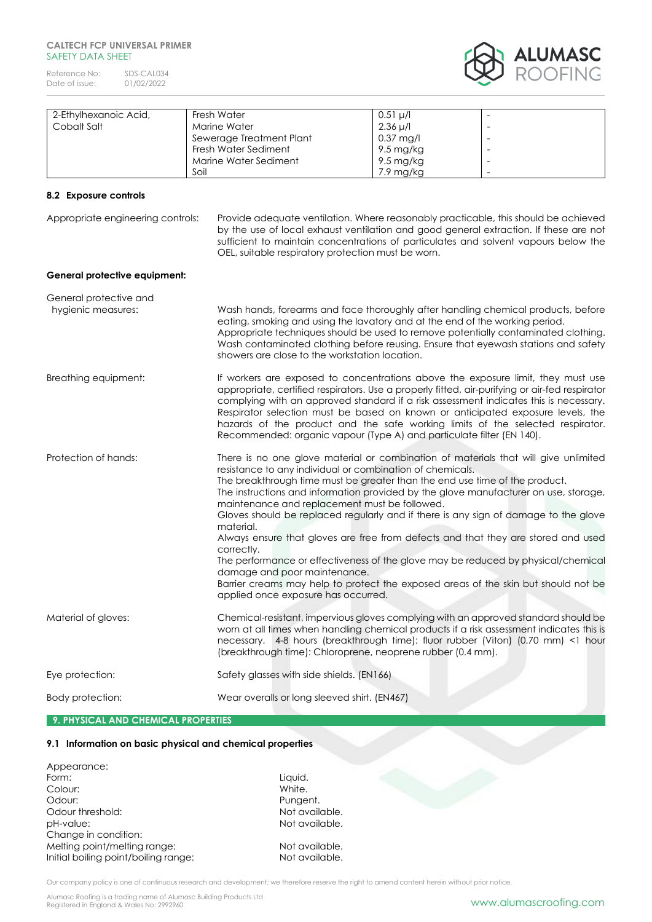| 2-Ethylhexanoic Acid, Cobalt Salt | Fresh Water | 0.51 µ/l | - |
|---|---|---|---|
| | Marine Water | 2.36 µ/l | - |
| | Sewerage Treatment Plant | 0.37 mg/l | - |
| | Fresh Water Sediment | 9.5 mg/kg | - |
| | Marine Water Sediment | 9.5 mg/kg | - |
| | Soil | 7.9 mg/kg | - |

### 8.2 Exposure controls

Appropriate engineering controls: Provide adequate ventilation. Where reasonably practicable, this should be achieved by the use of local exhaust ventilation and good general extraction. If these are not sufficient to maintain concentrations of particulates and solvent vapours below the OEL, suitable respiratory protection must be worn.

**General protective equipment:**

General protective and hygienic measures: Wash hands, forearms and face thoroughly after handling chemical products, before eating, smoking and using the lavatory and at the end of the working period. Appropriate techniques should be used to remove potentially contaminated clothing. Wash contaminated clothing before reusing. Ensure that eyewash stations and safety showers are close to the workstation location.

Breathing equipment: If workers are exposed to concentrations above the exposure limit, they must use appropriate, certified respirators. Use a properly fitted, air-purifying or air-fed respirator complying with an approved standard if a risk assessment indicates this is necessary. Respirator selection must be based on known or anticipated exposure levels, the hazards of the product and the safe working limits of the selected respirator. Recommended: organic vapour (Type A) and particulate filter (EN 140).

Protection of hands: There is no one glove material or combination of materials that will give unlimited resistance to any individual or combination of chemicals.
The breakthrough time must be greater than the end use time of the product.
The instructions and information provided by the glove manufacturer on use, storage, maintenance and replacement must be followed.
Gloves should be replaced regularly and if there is any sign of damage to the glove material.
Always ensure that gloves are free from defects and that they are stored and used correctly.
The performance or effectiveness of the glove may be reduced by physical/chemical damage and poor maintenance.
Barrier creams may help to protect the exposed areas of the skin but should not be applied once exposure has occurred.

Material of gloves: Chemical-resistant, impervious gloves complying with an approved standard should be worn at all times when handling chemical products if a risk assessment indicates this is necessary. 4-8 hours (breakthrough time): fluor rubber (Viton) (0.70 mm) <1 hour (breakthrough time): Chloroprene, neoprene rubber (0.4 mm).

Eye protection: Safety glasses with side shields. (EN166)

Body protection: Wear overalls or long sleeved shirt. (EN467)

## 9. PHYSICAL AND CHEMICAL PROPERTIES

### 9.1 Information on basic physical and chemical properties

Appearance:
Form: Liquid.
Colour: White.
Odour: Pungent.
Odour threshold: Not available.
pH-value: Not available.
Change in condition:
Melting point/melting range: Not available.
Initial boiling point/boiling range: Not available.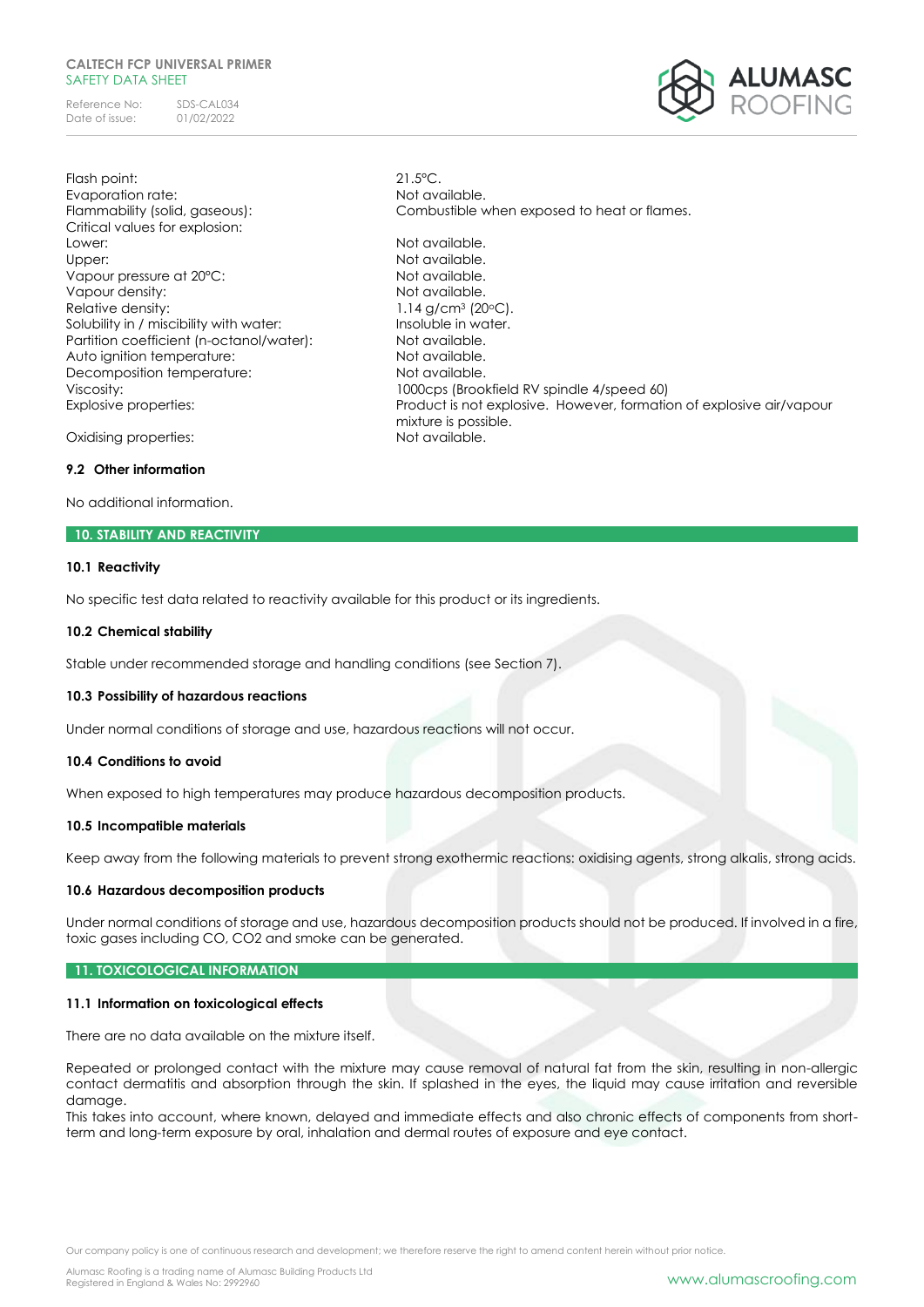| | |
|---|---|
| Flash point: | 21.5°C. |
| Evaporation rate: | Not available. |
| Flammability (solid, gaseous): | Combustible when exposed to heat or flames. |
| Critical values for explosion: | |
| Lower: | Not available. |
| Upper: | Not available. |
| Vapour pressure at 20°C: | Not available. |
| Vapour density: | Not available. |
| Relative density: | 1.14 g/cm³ (20°C). |
| Solubility in / miscibility with water: | Insoluble in water. |
| Partition coefficient (n-octanol/water): | Not available. |
| Auto ignition temperature: | Not available. |
| Decomposition temperature: | Not available. |
| Viscosity: | 1000cps (Brookfield RV spindle 4/speed 60) |
| Explosive properties: | Product is not explosive. However, formation of explosive air/vapour mixture is possible. |
| Oxidising properties: | Not available. |

### 9.2 Other information

No additional information.

## 10. STABILITY AND REACTIVITY

### 10.1 Reactivity

No specific test data related to reactivity available for this product or its ingredients.

### 10.2 Chemical stability

Stable under recommended storage and handling conditions (see Section 7).

### 10.3 Possibility of hazardous reactions

Under normal conditions of storage and use, hazardous reactions will not occur.

### 10.4 Conditions to avoid

When exposed to high temperatures may produce hazardous decomposition products.

### 10.5 Incompatible materials

Keep away from the following materials to prevent strong exothermic reactions: oxidising agents, strong alkalis, strong acids.

### 10.6 Hazardous decomposition products

Under normal conditions of storage and use, hazardous decomposition products should not be produced. If involved in a fire, toxic gases including CO, $CO_2$ and smoke can be generated.

## 11. TOXICOLOGICAL INFORMATION

### 11.1 Information on toxicological effects

There are no data available on the mixture itself.

Repeated or prolonged contact with the mixture may cause removal of natural fat from the skin, resulting in non-allergic contact dermatitis and absorption through the skin. If splashed in the eyes, the liquid may cause irritation and reversible damage.
This takes into account, where known, delayed and immediate effects and also chronic effects of components from short-term and long-term exposure by oral, inhalation and dermal routes of exposure and eye contact.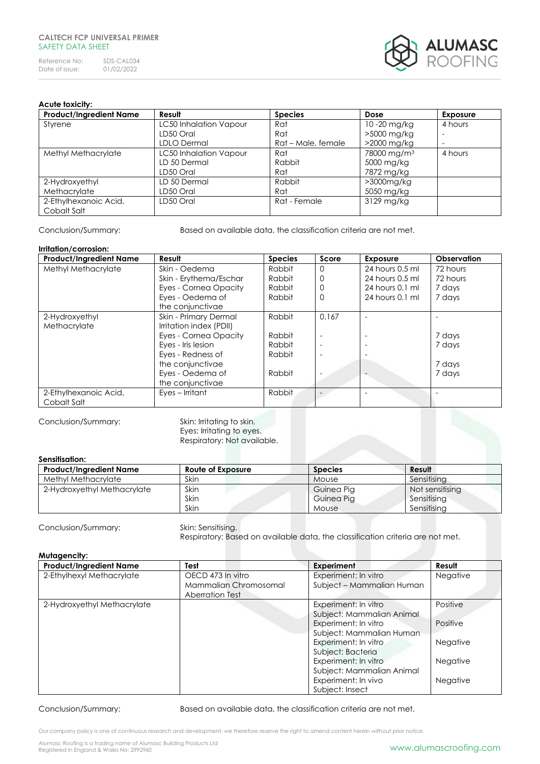**Acute toxicity:**

| Product/Ingredient Name | Result | Species | Dose | Exposure |
|---|---|---|---|---|
| Styrene | LC50 Inhalation Vapour<br>LD50 Oral<br>LDLO Dermal | Rat<br>Rat<br>Rat – Male, female | 10 -20 mg/kg<br>>5000 mg/kg<br>>2000 mg/kg | 4 hours<br>-<br>- |
| Methyl Methacrylate | LC50 Inhalation Vapour<br>LD 50 Dermal<br>LD50 Oral | Rat<br>Rabbit<br>Rat | 78000 mg/m$^3$<br>5000 mg/kg<br>7872 mg/kg | 4 hours |
| 2-Hydroxyethyl Methacrylate | LD 50 Dermal<br>LD50 Oral | Rabbit<br>Rat | >3000mg/kg<br>5050 mg/kg | |
| 2-Ethylhexanoic Acid, Cobalt Salt | LD50 Oral | Rat - Female | 3129 mg/kg | |

Conclusion/Summary: Based on available data, the classification criteria are not met.

**Irritation/corrosion:**

| Product/Ingredient Name | Result | Species | Score | Exposure | Observation |
|---|---|---|---|---|---|
| Methyl Methacrylate | Skin - Oedema<br>Skin - Erythema/Eschar<br>Eyes - Cornea Opacity<br>Eyes - Oedema of the conjunctivae | Rabbit<br>Rabbit<br>Rabbit<br>Rabbit | 0<br>0<br>0<br>0 | 24 hours 0.5 ml<br>24 hours 0.5 ml<br>24 hours 0.1 ml<br>24 hours 0.1 ml | 72 hours<br>72 hours<br>7 days<br>7 days |
| 2-Hydroxyethyl Methacrylate | Skin - Primary Dermal Irritation index (PDII)<br>Eyes - Cornea Opacity<br>Eyes - Iris lesion<br>Eyes - Redness of the conjunctivae<br>Eyes - Oedema of the conjunctivae | Rabbit<br>Rabbit<br>Rabbit<br>Rabbit<br>Rabbit | 0.167<br>-<br>-<br>-<br>- | -<br>-<br>-<br>-<br>- | -<br>7 days<br>7 days<br>7 days<br>7 days |
| 2-Ethylhexanoic Acid, Cobalt Salt | Eyes – Irritant | Rabbit | - | - | - |

Conclusion/Summary:
Skin: Irritating to skin.
Eyes: Irritating to eyes.
Respiratory: Not available.

**Sensitisation:**

| Product/Ingredient Name | Route of Exposure | Species | Result |
|---|---|---|---|
| Methyl Methacrylate | Skin | Mouse | Sensitising |
| 2-Hydroxyethyl Methacrylate | Skin<br>Skin<br>Skin | Guinea Pig<br>Guinea Pig<br>Mouse | Not sensitising<br>Sensitising<br>Sensitising |

Conclusion/Summary:
Skin: Sensitising.
Respiratory: Based on available data, the classification criteria are not met.

**Mutagencity:**

| Product/Ingredient Name | Test | Experiment | Result |
|---|---|---|---|
| 2-Ethylhexyl Methacrylate | OECD 473 In vitro Mammalian Chromosomal Aberration Test | Experiment: In vitro<br>Subject – Mammalian Human | Negative |
| 2-Hydroxyethyl Methacrylate | | Experiment: In vitro<br>Subject: Mammalian Animal<br>Experiment: In vitro<br>Subject: Mammalian Human<br>Experiment: In vitro<br>Subject: Bacteria<br>Experiment: In vitro<br>Subject: Mammalian Animal<br>Experiment: In vivo<br>Subject: Insect | Positive<br><br>Positive<br><br>Negative<br><br>Negative<br><br>Negative |

Conclusion/Summary: Based on available data, the classification criteria are not met.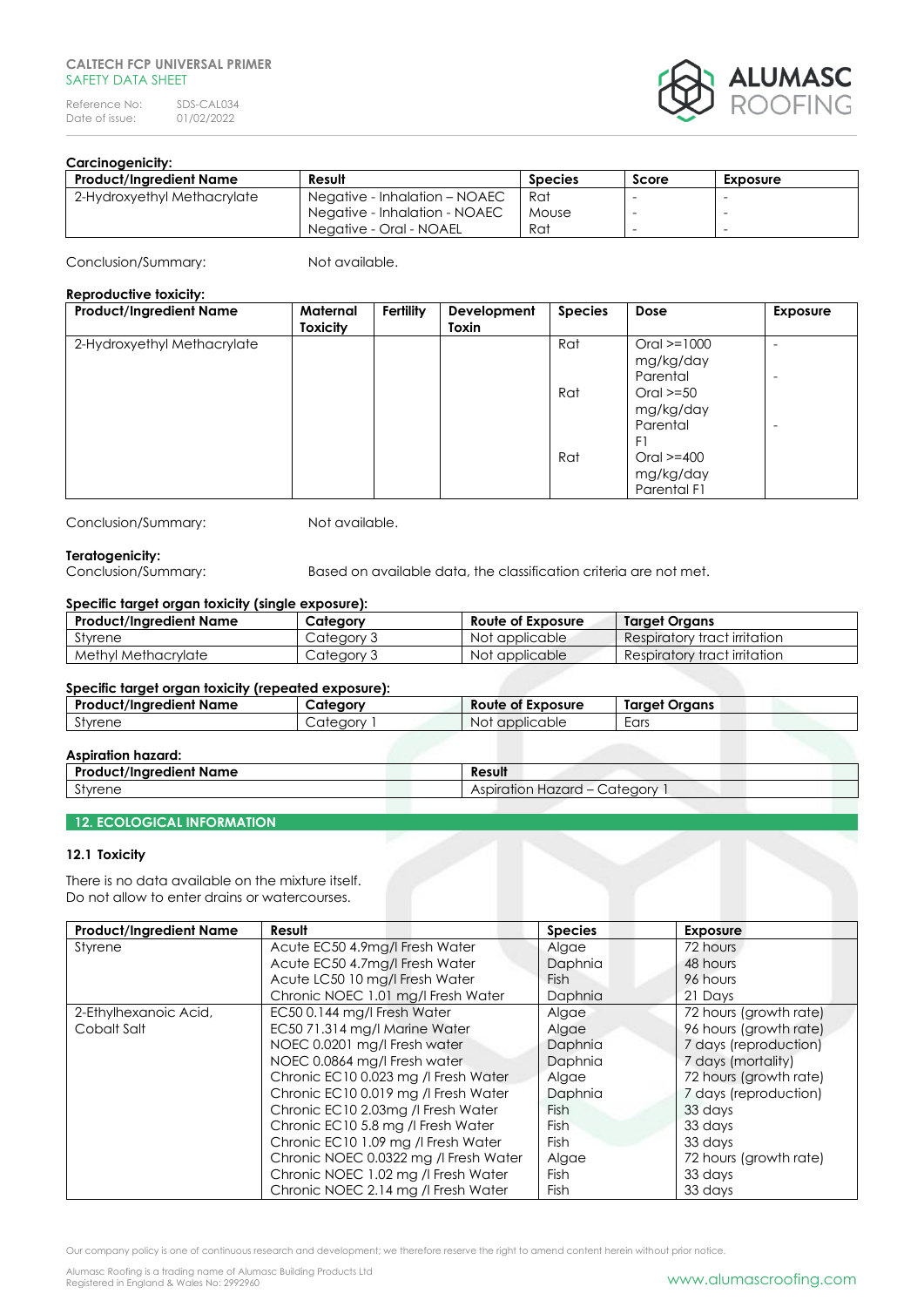### Carcinogenicity:

| Product/Ingredient Name | Result | Species | Score | Exposure |
|---|---|---|---|---|
| 2-Hydroxyethyl Methacrylate | Negative - Inhalation – NOAEC<br>Negative - Inhalation - NOAEC<br>Negative - Oral - NOAEL | Rat<br>Mouse<br>Rat | -<br>-<br>- | -<br>-<br>- |

Conclusion/Summary: Not available.

### Reproductive toxicity:

| Product/Ingredient Name | Maternal Toxicity | Fertility | Development Toxin | Species | Dose | Exposure |
|---|---|---|---|---|---|---|
| 2-Hydroxyethyl Methacrylate | | | | Rat | Oral >=1000 mg/kg/day Parental | - |
| | | | | Rat | Oral >=50 mg/kg/day Parental F1 | - |
| | | | | Rat | Oral >=400 mg/kg/day Parental F1 | - |

Conclusion/Summary: Not available.

### Teratogenicity:

Conclusion/Summary: Based on available data, the classification criteria are not met.

### Specific target organ toxicity (single exposure):

| Product/Ingredient Name | Category | Route of Exposure | Target Organs |
|---|---|---|---|
| Styrene | Category 3 | Not applicable | Respiratory tract irritation |
| Methyl Methacrylate | Category 3 | Not applicable | Respiratory tract irritation |

### Specific target organ toxicity (repeated exposure):

| Product/Ingredient Name | Category | Route of Exposure | Target Organs |
|---|---|---|---|
| Styrene | Category 1 | Not applicable | Ears |

### Aspiration hazard:

| Product/Ingredient Name | Result |
|---|---|
| Styrene | Aspiration Hazard – Category 1 |

## 12. ECOLOGICAL INFORMATION

### 12.1 Toxicity

There is no data available on the mixture itself.
Do not allow to enter drains or watercourses.

| Product/Ingredient Name | Result | Species | Exposure |
|---|---|---|---|
| Styrene | Acute EC50 4.9mg/l Fresh Water<br>Acute EC50 4.7mg/l Fresh Water<br>Acute LC50 10 mg/l Fresh Water<br>Chronic NOEC 1.01 mg/l Fresh Water | Algae<br>Daphnia<br>Fish<br>Daphnia | 72 hours<br>48 hours<br>96 hours<br>21 Days |
| 2-Ethylhexanoic Acid, Cobalt Salt | EC50 0.144 mg/l Fresh Water<br>EC50 71.314 mg/l Marine Water<br>NOEC 0.0201 mg/l Fresh water<br>NOEC 0.0864 mg/l Fresh water<br>Chronic EC10 0.023 mg /l Fresh Water<br>Chronic EC10 0.019 mg /l Fresh Water<br>Chronic EC10 2.03mg /l Fresh Water<br>Chronic EC10 5.8 mg /l Fresh Water<br>Chronic EC10 1.09 mg /l Fresh Water<br>Chronic NOEC 0.0322 mg /l Fresh Water<br>Chronic NOEC 1.02 mg /l Fresh Water<br>Chronic NOEC 2.14 mg /l Fresh Water | Algae<br>Algae<br>Daphnia<br>Daphnia<br>Algae<br>Daphnia<br>Fish<br>Fish<br>Fish<br>Algae<br>Fish<br>Fish | 72 hours (growth rate)<br>96 hours (growth rate)<br>7 days (reproduction)<br>7 days (mortality)<br>72 hours (growth rate)<br>7 days (reproduction)<br>33 days<br>33 days<br>33 days<br>72 hours (growth rate)<br>33 days<br>33 days |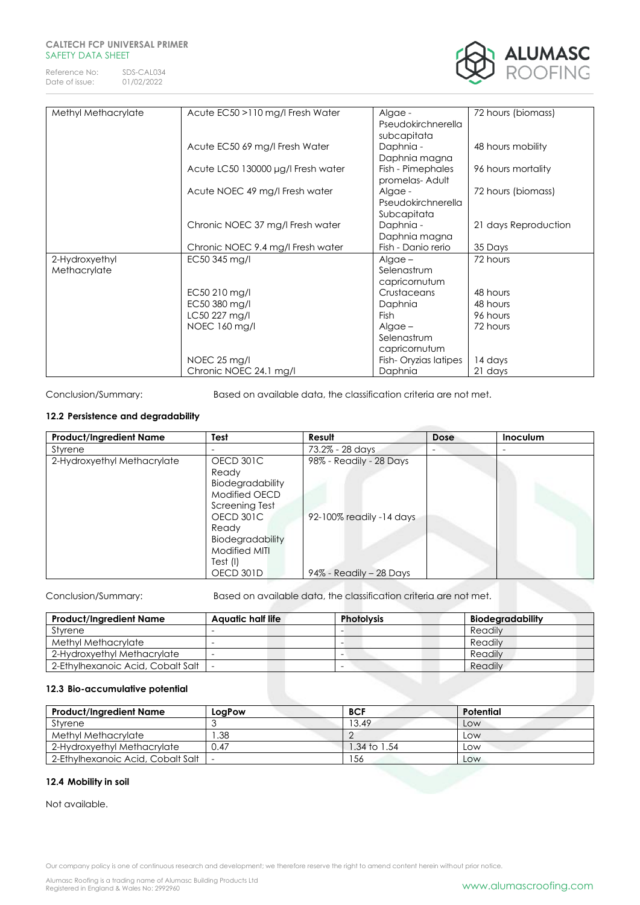| | | | |
|---|---|---|---|
| Methyl Methacrylate | Acute EC50 >110 mg/l Fresh Water | Algae - Pseudokirchnerella subcapitata | 72 hours (biomass) |
| | Acute EC50 69 mg/l Fresh Water | Daphnia - Daphnia magna | 48 hours mobility |
| | Acute LC50 130000 µg/l Fresh water | Fish - Pimephales promelas- Adult | 96 hours mortality |
| | Acute NOEC 49 mg/l Fresh water | Algae - Pseudokirchnerella Subcapitata | 72 hours (biomass) |
| | Chronic NOEC 37 mg/l Fresh water | Daphnia - Daphnia magna | 21 days Reproduction |
| | Chronic NOEC 9.4 mg/l Fresh water | Fish - Danio rerio | 35 Days |
| 2-Hydroxyethyl Methacrylate | EC50 345 mg/l | Algae – Selenastrum capricornutum | 72 hours |
| | EC50 210 mg/l | Crustaceans | 48 hours |
| | EC50 380 mg/l | Daphnia | 48 hours |
| | LC50 227 mg/l | Fish | 96 hours |
| | NOEC 160 mg/l | Algae – Selenastrum capricornutum | 72 hours |
| | NOEC 25 mg/l | Fish- Oryzias latipes | 14 days |
| | Chronic NOEC 24.1 mg/l | Daphnia | 21 days |

Conclusion/Summary: Based on available data, the classification criteria are not met.

### 12.2 Persistence and degradability

| Product/Ingredient Name | Test | Result | Dose | Inoculum |
|---|---|---|---|---|
| Styrene | - | 73.2% - 28 days | - | - |
| 2-Hydroxyethyl Methacrylate | OECD 301C Ready Biodegradability Modified OECD Screening Test | 98% - Readily - 28 Days | | |
| | OECD 301C Ready Biodegradability Modified MITI Test (I) | 92-100% readily -14 days | | |
| | OECD 301D | 94% - Readily – 28 Days | | |

Conclusion/Summary: Based on available data, the classification criteria are not met.

| Product/Ingredient Name | Aquatic half life | Photolysis | Biodegradability |
|---|---|---|---|
| Styrene | - | - | Readily |
| Methyl Methacrylate | - | - | Readily |
| 2-Hydroxyethyl Methacrylate | - | - | Readily |
| 2-Ethylhexanoic Acid, Cobalt Salt | - | - | Readily |

### 12.3 Bio-accumulative potential

| Product/Ingredient Name | LogPow | BCF | Potential |
|---|---|---|---|
| Styrene | 3 | 13.49 | Low |
| Methyl Methacrylate | 1.38 | 2 | Low |
| 2-Hydroxyethyl Methacrylate | 0.47 | 1.34 to 1.54 | Low |
| 2-Ethylhexanoic Acid, Cobalt Salt | - | 156 | Low |

### 12.4 Mobility in soil

Not available.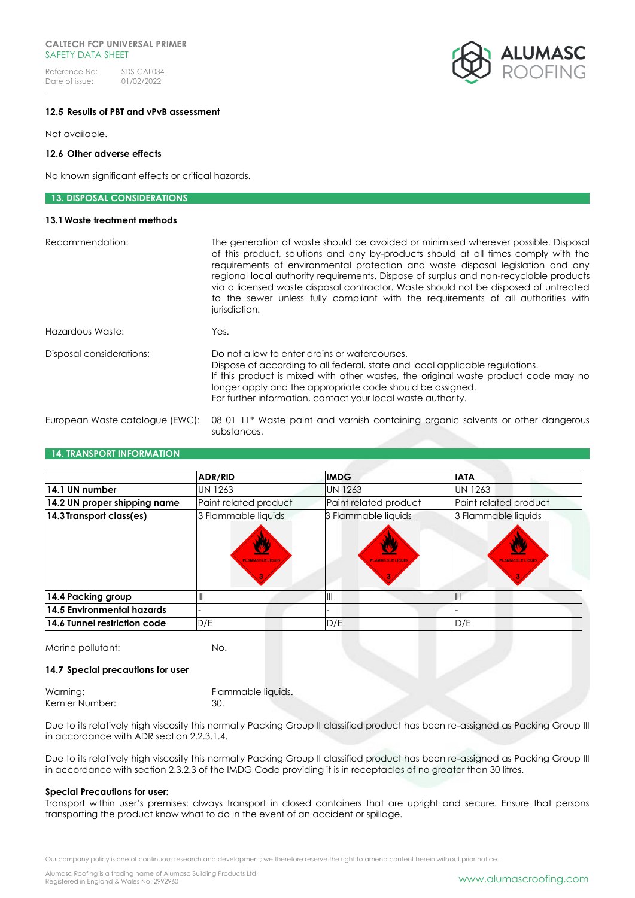### 12.5 Results of PBT and vPvB assessment

Not available.

### 12.6 Other adverse effects

No known significant effects or critical hazards.

## 13. DISPOSAL CONSIDERATIONS

### 13.1 Waste treatment methods

Recommendation: The generation of waste should be avoided or minimised wherever possible. Disposal of this product, solutions and any by-products should at all times comply with the requirements of environmental protection and waste disposal legislation and any regional local authority requirements. Dispose of surplus and non-recyclable products via a licensed waste disposal contractor. Waste should not be disposed of untreated to the sewer unless fully compliant with the requirements of all authorities with jurisdiction.

Hazardous Waste: Yes.

Disposal considerations: Do not allow to enter drains or watercourses.
Dispose of according to all federal, state and local applicable regulations.
If this product is mixed with other wastes, the original waste product code may no longer apply and the appropriate code should be assigned.
For further information, contact your local waste authority.

European Waste catalogue (EWC): 08 01 11* Waste paint and varnish containing organic solvents or other dangerous substances.

## 14. TRANSPORT INFORMATION

| | ADR/RID | IMDG | IATA |
|---|---|---|---|
| **14.1 UN number** | UN 1263 | UN 1263 | UN 1263 |
| **14.2 UN proper shipping name** | Paint related product | Paint related product | Paint related product |
| **14.3 Transport class(es)** | 3 Flammable liquids | 3 Flammable liquids | 3 Flammable liquids |
| **14.4 Packing group** | III | III | III |
| **14.5 Environmental hazards** | - | - | - |
| **14.6 Tunnel restriction code** | D/E | D/E | D/E |

Marine pollutant: No.

### 14.7 Special precautions for user

Warning: Flammable liquids.
Kemler Number: 30.

Due to its relatively high viscosity this normally Packing Group II classified product has been re-assigned as Packing Group III in accordance with ADR section 2.2.3.1.4.

Due to its relatively high viscosity this normally Packing Group II classified product has been re-assigned as Packing Group III in accordance with section 2.3.2.3 of the IMDG Code providing it is in receptacles of no greater than 30 litres.

**Special Precautions for user:**
Transport within user's premises: always transport in closed containers that are upright and secure. Ensure that persons transporting the product know what to do in the event of an accident or spillage.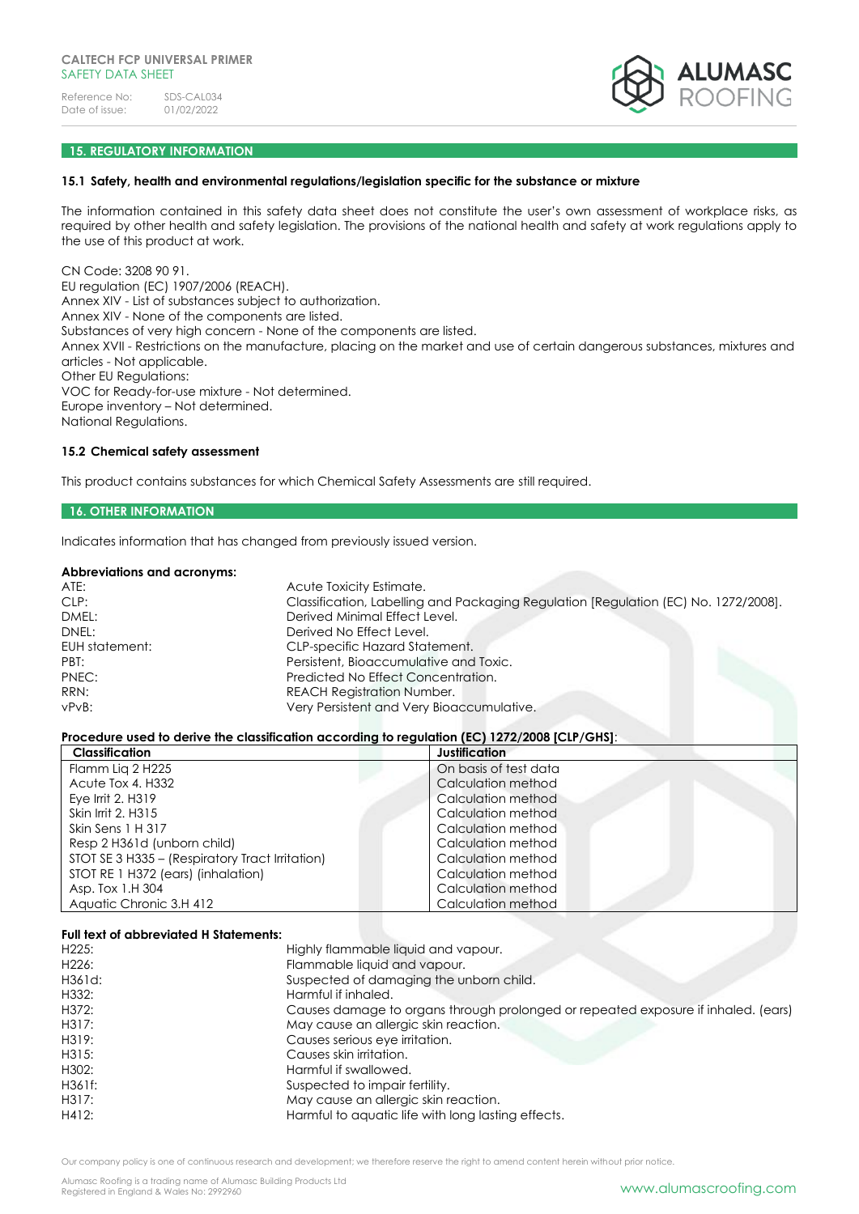## 15. REGULATORY INFORMATION

### 15.1 Safety, health and environmental regulations/legislation specific for the substance or mixture

The information contained in this safety data sheet does not constitute the user's own assessment of workplace risks, as required by other health and safety legislation. The provisions of the national health and safety at work regulations apply to the use of this product at work.

CN Code: 3208 90 91.
EU regulation (EC) 1907/2006 (REACH).
Annex XIV - List of substances subject to authorization.
Annex XIV - None of the components are listed.
Substances of very high concern - None of the components are listed.
Annex XVII - Restrictions on the manufacture, placing on the market and use of certain dangerous substances, mixtures and articles - Not applicable.
Other EU Regulations:
VOC for Ready-for-use mixture - Not determined.
Europe inventory – Not determined.
National Regulations.

### 15.2 Chemical safety assessment

This product contains substances for which Chemical Safety Assessments are still required.

## 16. OTHER INFORMATION

Indicates information that has changed from previously issued version.

**Abbreviations and acronyms:**

| | |
|---|---|
| ATE: | Acute Toxicity Estimate. |
| CLP: | Classification, Labelling and Packaging Regulation [Regulation (EC) No. 1272/2008]. |
| DMEL: | Derived Minimal Effect Level. |
| DNEL: | Derived No Effect Level. |
| EUH statement: | CLP-specific Hazard Statement. |
| PBT: | Persistent, Bioaccumulative and Toxic. |
| PNEC: | Predicted No Effect Concentration. |
| RRN: | REACH Registration Number. |
| vPvB: | Very Persistent and Very Bioaccumulative. |

**Procedure used to derive the classification according to regulation (EC) 1272/2008 [CLP/GHS]**:

| Classification | Justification |
|---|---|
| Flamm Liq 2 H225 | On basis of test data |
| Acute Tox 4. H332 | Calculation method |
| Eye Irrit 2. H319 | Calculation method |
| Skin Irrit 2. H315 | Calculation method |
| Skin Sens 1 H 317 | Calculation method |
| Resp 2 H361d (unborn child) | Calculation method |
| STOT SE 3 H335 – (Respiratory Tract Irritation) | Calculation method |
| STOT RE 1 H372 (ears) (inhalation) | Calculation method |
| Asp. Tox 1.H 304 | Calculation method |
| Aquatic Chronic 3.H 412 | Calculation method |

**Full text of abbreviated H Statements:**

| | |
|---|---|
| H225: | Highly flammable liquid and vapour. |
| H226: | Flammable liquid and vapour. |
| H361d: | Suspected of damaging the unborn child. |
| H332: | Harmful if inhaled. |
| H372: | Causes damage to organs through prolonged or repeated exposure if inhaled. (ears) |
| H317: | May cause an allergic skin reaction. |
| H319: | Causes serious eye irritation. |
| H315: | Causes skin irritation. |
| H302: | Harmful if swallowed. |
| H361f: | Suspected to impair fertility. |
| H317: | May cause an allergic skin reaction. |
| H412: | Harmful to aquatic life with long lasting effects. |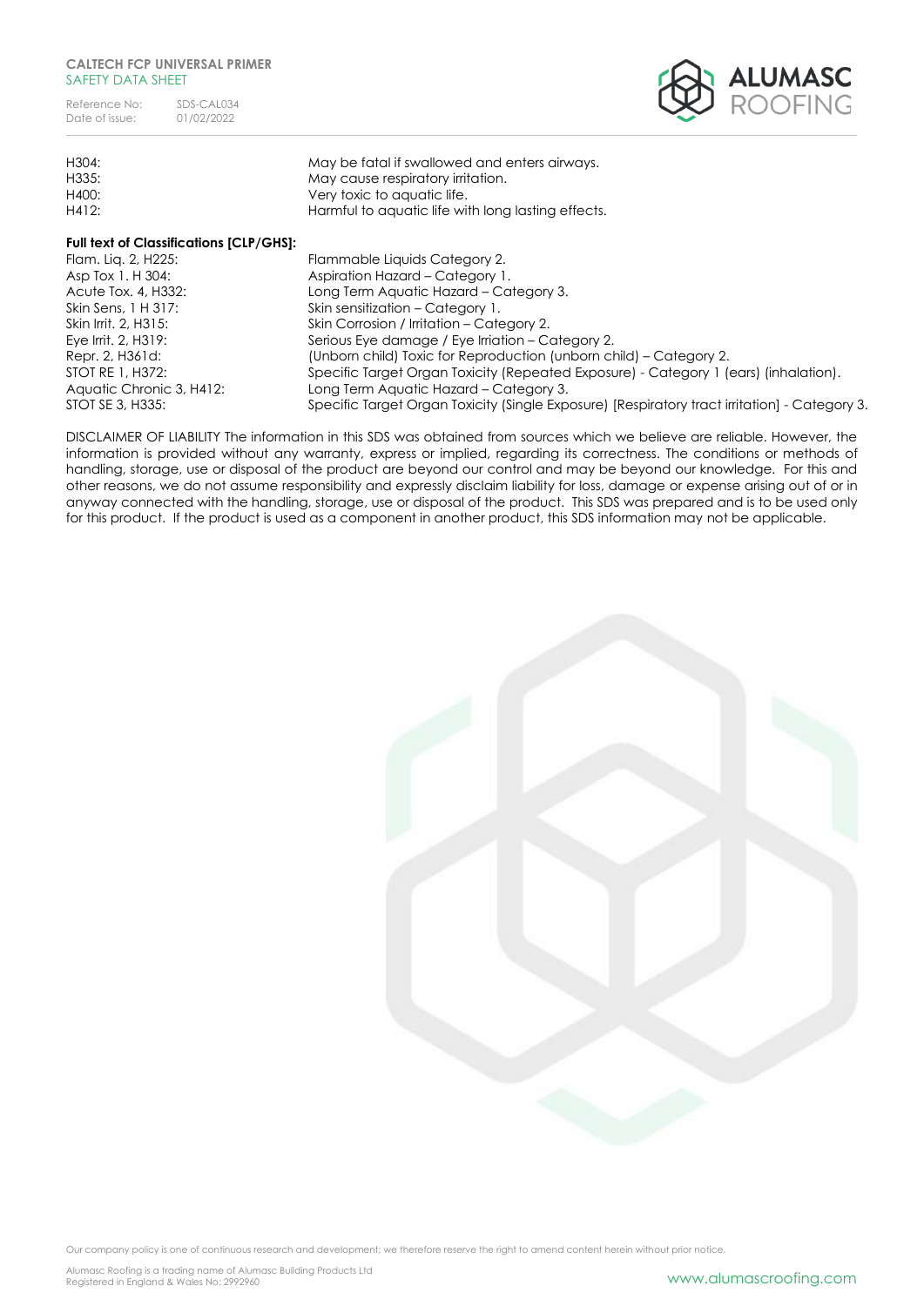| | |
|---|---|
| H304: | May be fatal if swallowed and enters airways. |
| H335: | May cause respiratory irritation. |
| H400: | Very toxic to aquatic life. |
| H412: | Harmful to aquatic life with long lasting effects. |

**Full text of Classifications [CLP/GHS]:**

| | |
|---|---|
| Flam. Liq. 2, H225: | Flammable Liquids Category 2. |
| Asp Tox 1. H 304: | Aspiration Hazard – Category 1. |
| Acute Tox. 4, H332: | Long Term Aquatic Hazard – Category 3. |
| Skin Sens, 1 H 317: | Skin sensitization – Category 1. |
| Skin Irrit. 2, H315: | Skin Corrosion / Irritation – Category 2. |
| Eye Irrit. 2, H319: | Serious Eye damage / Eye Irriation – Category 2. |
| Repr. 2, H361d: | (Unborn child) Toxic for Reproduction (unborn child) – Category 2. |
| STOT RE 1, H372: | Specific Target Organ Toxicity (Repeated Exposure) - Category 1 (ears) (inhalation). |
| Aquatic Chronic 3, H412: | Long Term Aquatic Hazard – Category 3. |
| STOT SE 3, H335: | Specific Target Organ Toxicity (Single Exposure) [Respiratory tract irritation] - Category 3. |

DISCLAIMER OF LIABILITY The information in this SDS was obtained from sources which we believe are reliable. However, the information is provided without any warranty, express or implied, regarding its correctness. The conditions or methods of handling, storage, use or disposal of the product are beyond our control and may be beyond our knowledge. For this and other reasons, we do not assume responsibility and expressly disclaim liability for loss, damage or expense arising out of or in anyway connected with the handling, storage, use or disposal of the product. This SDS was prepared and is to be used only for this product. If the product is used as a component in another product, this SDS information may not be applicable.